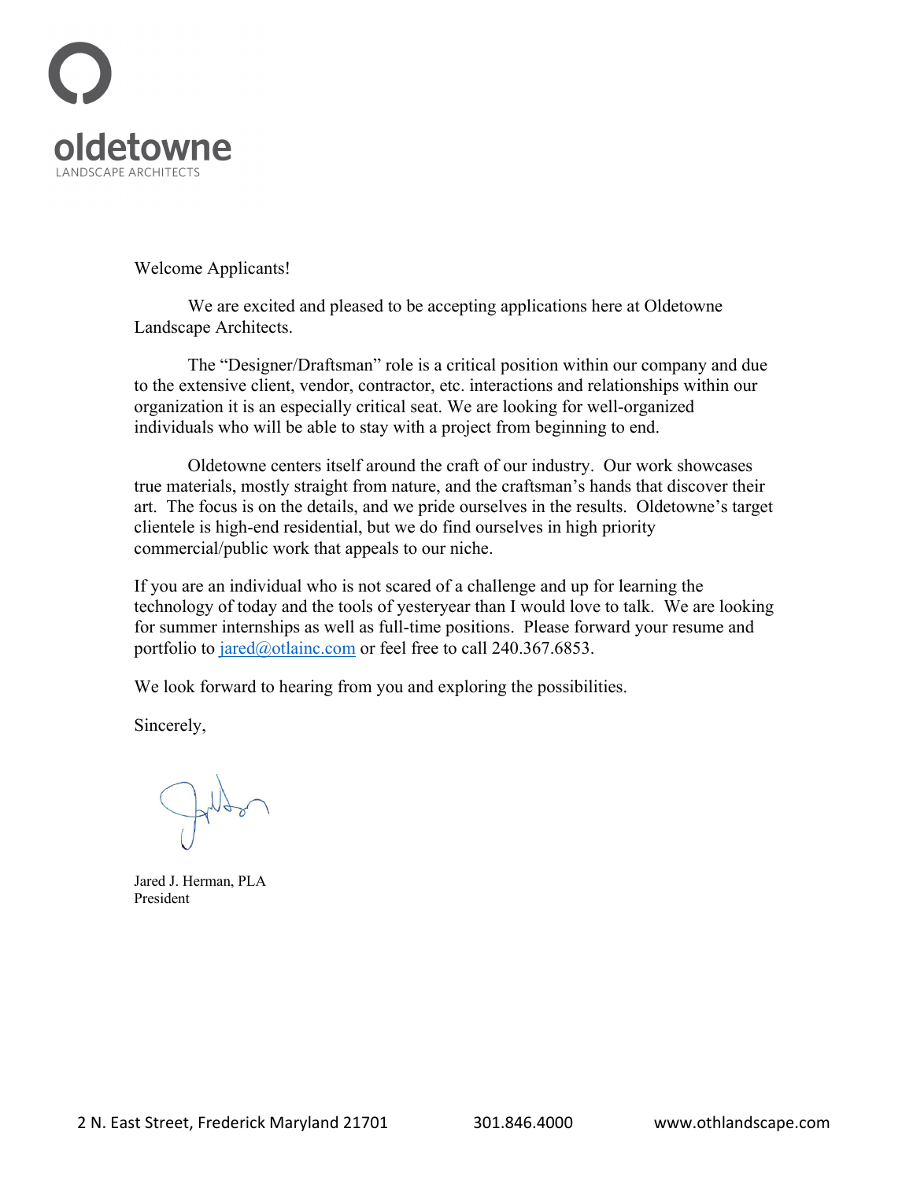oldetowne

LANDSCAPE ARCHITECTS

Welcome Applicants!

We are excited and pleased to be accepting applications here at Oldetowne Landscape Architects.

The "Designer/Draftsman" role is a critical position within our company and due to the extensive client, vendor, contractor, etc. interactions and relationships within our organization it is an especially critical seat. We are looking for well-organized individuals who will be able to stay with a project from beginning to end.

Oldetowne centers itself around the craft of our industry. Our work showcases true materials, mostly straight from nature, and the craftsman's hands that discover their art. The focus is on the details, and we pride ourselves in the results. Oldetowne's target clientele is high-end residential, but we do find ourselves in high priority commercial/public work that appeals to our niche.

If you are an individual who is not scared of a challenge and up for learning the technology of today and the tools of yesteryear than I would love to talk. We are looking for summer internships as well as full-time positions. Please forward your resume and portfolio to jared@otlainc.com or feel free to call 240.367.6853.

We look forward to hearing from you and exploring the possibilities.

Sincerely,

Jared J. Herman, PLA
President

2 N. East Street, Frederick Maryland 21701 301.846.4000 www.othlandscape.com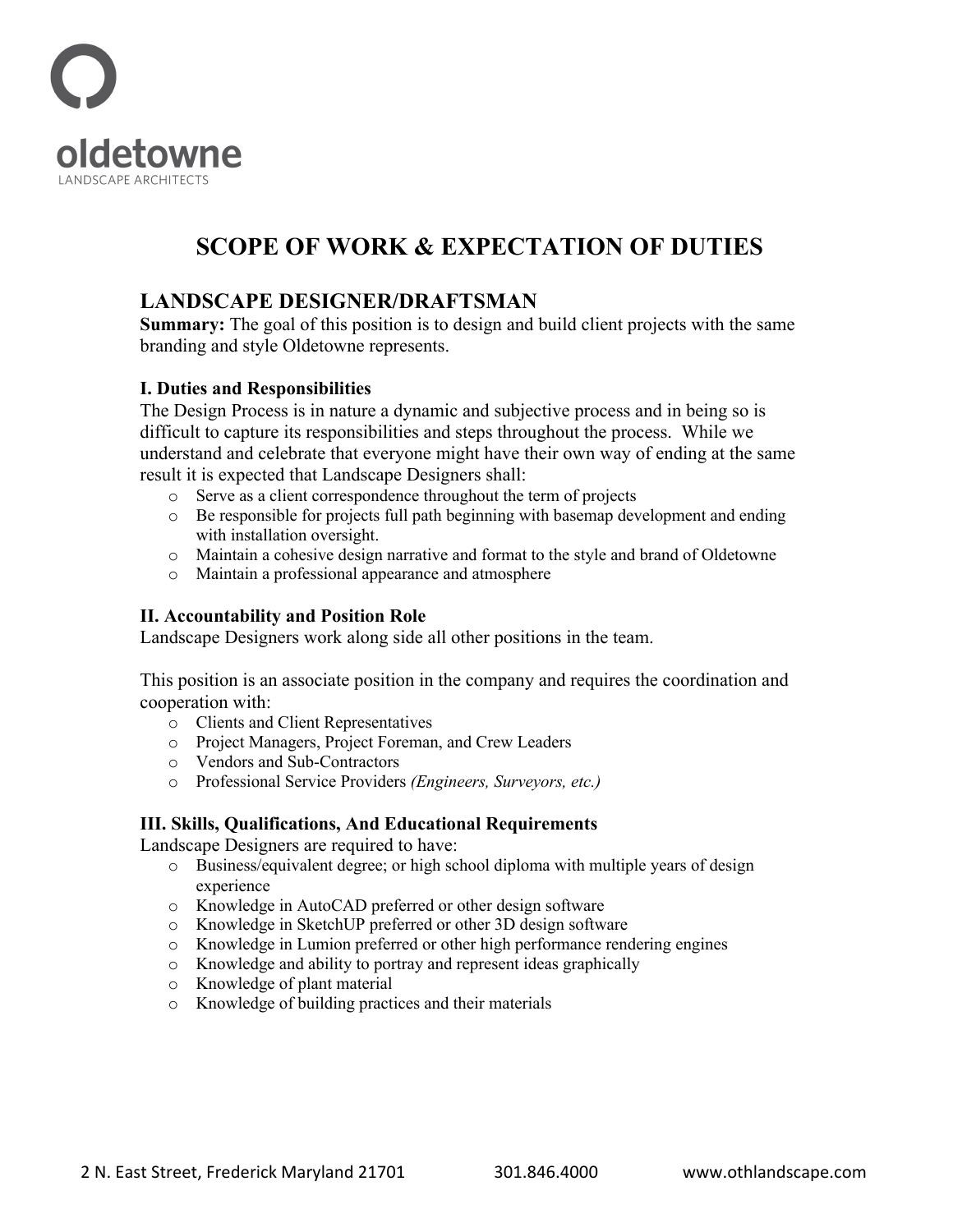oldetowne
LANDSCAPE ARCHITECTS

# SCOPE OF WORK & EXPECTATION OF DUTIES

## LANDSCAPE DESIGNER/DRAFTSMAN

**Summary:** The goal of this position is to design and build client projects with the same branding and style Oldetowne represents.

### I. Duties and Responsibilities

The Design Process is in nature a dynamic and subjective process and in being so is difficult to capture its responsibilities and steps throughout the process. While we understand and celebrate that everyone might have their own way of ending at the same result it is expected that Landscape Designers shall:

- Serve as a client correspondence throughout the term of projects
- Be responsible for projects full path beginning with basemap development and ending with installation oversight.
- Maintain a cohesive design narrative and format to the style and brand of Oldetowne
- Maintain a professional appearance and atmosphere

### II. Accountability and Position Role

Landscape Designers work along side all other positions in the team.

This position is an associate position in the company and requires the coordination and cooperation with:

- Clients and Client Representatives
- Project Managers, Project Foreman, and Crew Leaders
- Vendors and Sub-Contractors
- Professional Service Providers *(Engineers, Surveyors, etc.)*

### III. Skills, Qualifications, And Educational Requirements

Landscape Designers are required to have:

- Business/equivalent degree; or high school diploma with multiple years of design experience
- Knowledge in AutoCAD preferred or other design software
- Knowledge in SketchUP preferred or other 3D design software
- Knowledge in Lumion preferred or other high performance rendering engines
- Knowledge and ability to portray and represent ideas graphically
- Knowledge of plant material
- Knowledge of building practices and their materials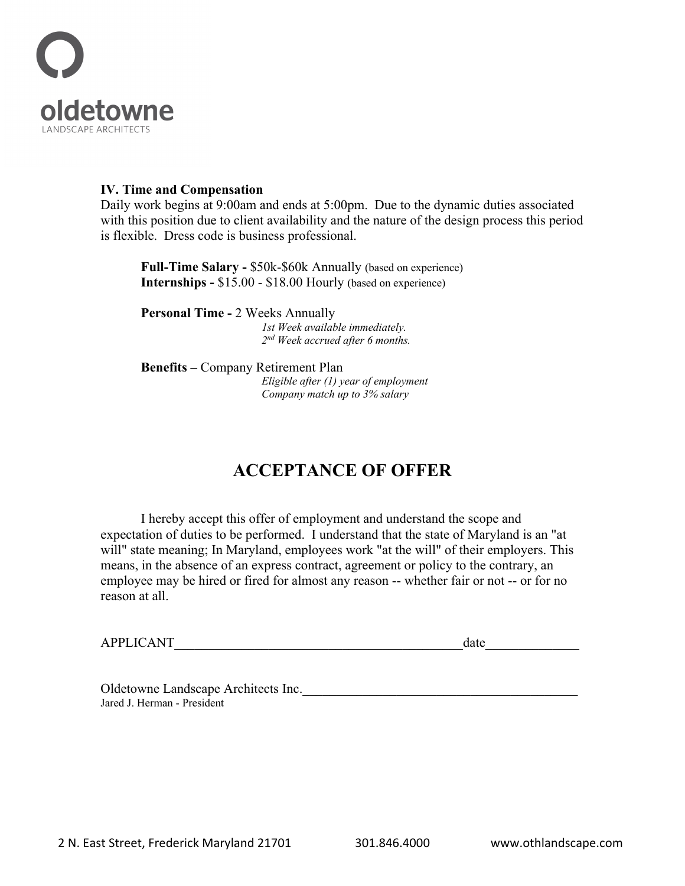**IV. Time and Compensation**

Daily work begins at 9:00am and ends at 5:00pm. Due to the dynamic duties associated with this position due to client availability and the nature of the design process this period is flexible. Dress code is business professional.

**Full-Time Salary -** $50k-$60k Annually (based on experience)
**Internships -** $15.00 - $18.00 Hourly (based on experience)

**Personal Time -** 2 Weeks Annually
*1st Week available immediately.*
*2nd Week accrued after 6 months.*

**Benefits –** Company Retirement Plan
*Eligible after (1) year of employment*
*Company match up to 3% salary*

## ACCEPTANCE OF OFFER

I hereby accept this offer of employment and understand the scope and expectation of duties to be performed. I understand that the state of Maryland is an "at will" state meaning; In Maryland, employees work "at the will" of their employers. This means, in the absence of an express contract, agreement or policy to the contrary, an employee may be hired or fired for almost any reason -- whether fair or not -- or for no reason at all.

APPLICANT____________________________________________date______________

Oldetowne Landscape Architects Inc.__________________________________________
Jared J. Herman - President